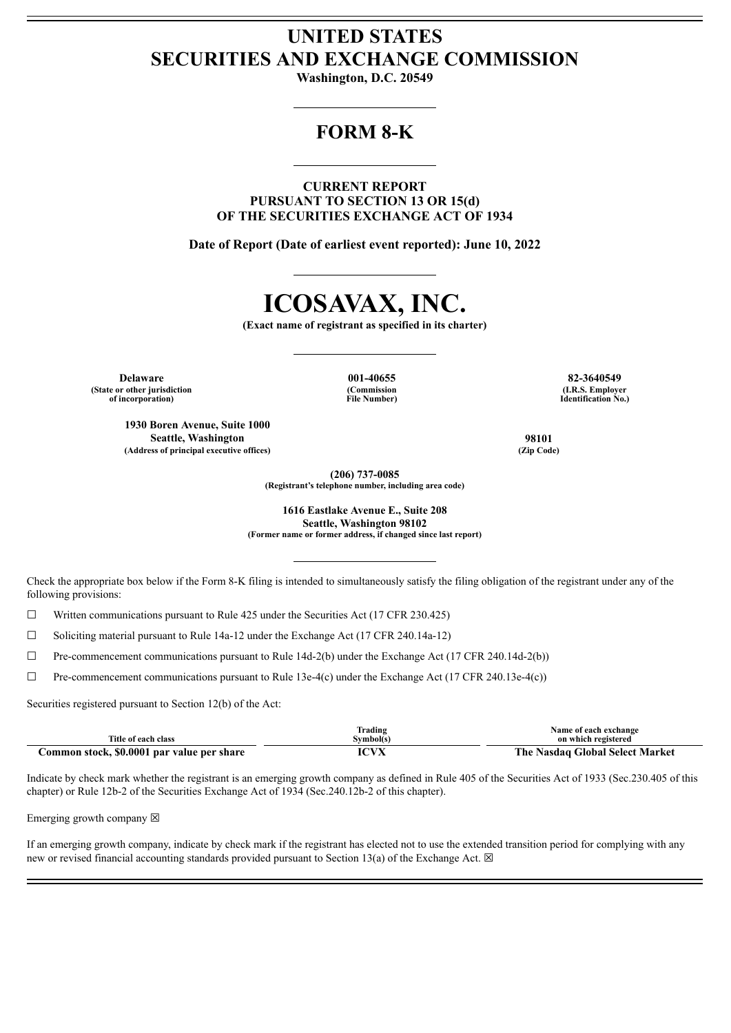# UNITED STATES
# SECURITIES AND EXCHANGE COMMISSION

**Washington, D.C. 20549**

## FORM 8-K

**CURRENT REPORT**
**PURSUANT TO SECTION 13 OR 15(d)**
**OF THE SECURITIES EXCHANGE ACT OF 1934**

**Date of Report (Date of earliest event reported): June 10, 2022**

# ICOSAVAX, INC.

**(Exact name of registrant as specified in its charter)**

| **Delaware** | **001-40655** | **82-3640549** |
|---|---|---|
| **(State or other jurisdiction of incorporation)** | **(Commission File Number)** | **(I.R.S. Employer Identification No.)** |

| **1930 Boren Avenue, Suite 1000 Seattle, Washington** | **98101** |
|---|---|
| **(Address of principal executive offices)** | **(Zip Code)** |

**(206) 737-0085**
**(Registrant's telephone number, including area code)**

**1616 Eastlake Avenue E., Suite 208**
**Seattle, Washington 98102**
**(Former name or former address, if changed since last report)**

Check the appropriate box below if the Form 8-K filing is intended to simultaneously satisfy the filing obligation of the registrant under any of the following provisions:

☐ Written communications pursuant to Rule 425 under the Securities Act (17 CFR 230.425)

☐ Soliciting material pursuant to Rule 14a-12 under the Exchange Act (17 CFR 240.14a-12)

☐ Pre-commencement communications pursuant to Rule 14d-2(b) under the Exchange Act (17 CFR 240.14d-2(b))

☐ Pre-commencement communications pursuant to Rule 13e-4(c) under the Exchange Act (17 CFR 240.13e-4(c))

Securities registered pursuant to Section 12(b) of the Act:

| Title of each class | Trading Symbol(s) | Name of each exchange on which registered |
|---|---|---|
| **Common stock, $0.0001 par value per share** | **ICVX** | **The Nasdaq Global Select Market** |

Indicate by check mark whether the registrant is an emerging growth company as defined in Rule 405 of the Securities Act of 1933 (Sec.230.405 of this chapter) or Rule 12b-2 of the Securities Exchange Act of 1934 (Sec.240.12b-2 of this chapter).

Emerging growth company ☒

If an emerging growth company, indicate by check mark if the registrant has elected not to use the extended transition period for complying with any new or revised financial accounting standards provided pursuant to Section 13(a) of the Exchange Act. ☒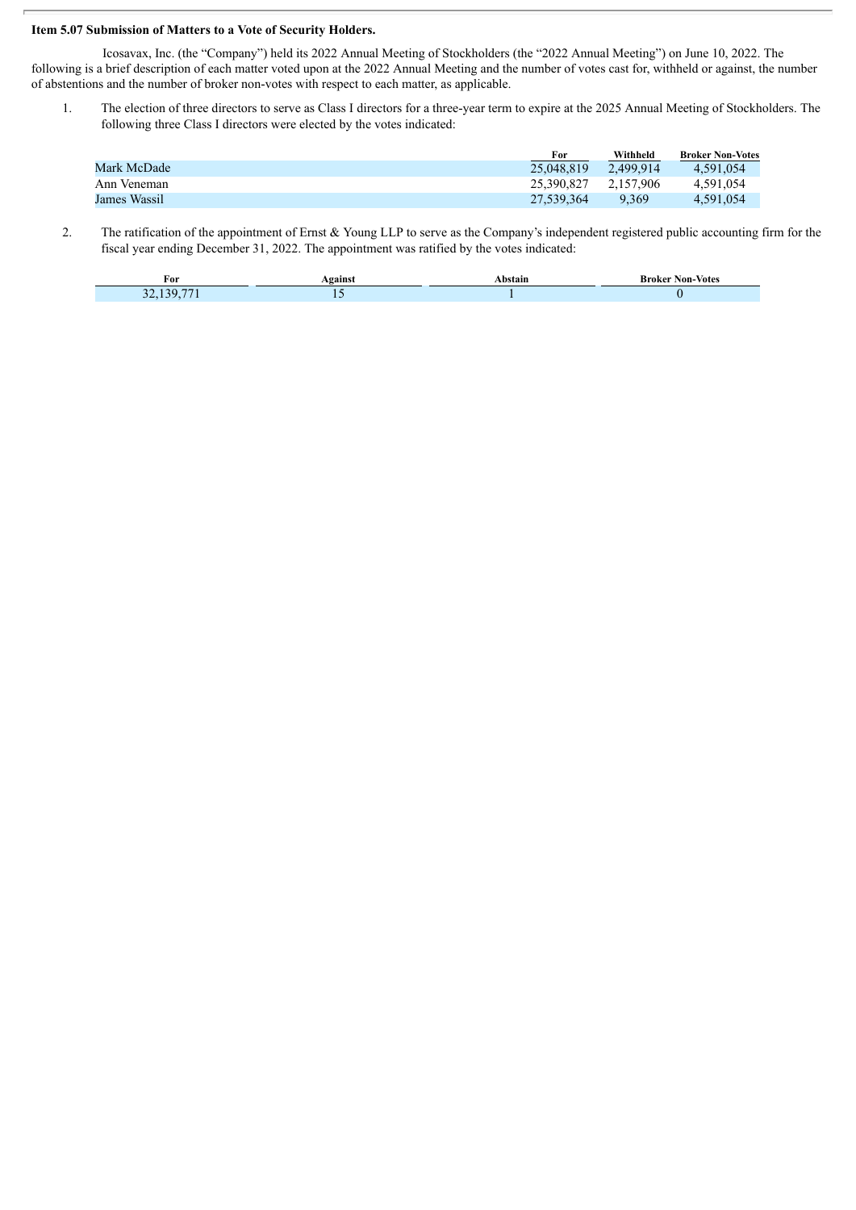**Item 5.07 Submission of Matters to a Vote of Security Holders.**

Icosavax, Inc. (the "Company") held its 2022 Annual Meeting of Stockholders (the "2022 Annual Meeting") on June 10, 2022. The following is a brief description of each matter voted upon at the 2022 Annual Meeting and the number of votes cast for, withheld or against, the number of abstentions and the number of broker non-votes with respect to each matter, as applicable.

1. The election of three directors to serve as Class I directors for a three-year term to expire at the 2025 Annual Meeting of Stockholders. The following three Class I directors were elected by the votes indicated:

| | For | Withheld | Broker Non-Votes |
|---|---|---|---|
| Mark McDade | 25,048,819 | 2,499,914 | 4,591,054 |
| Ann Veneman | 25,390,827 | 2,157,906 | 4,591,054 |
| James Wassil | 27,539,364 | 9,369 | 4,591,054 |

2. The ratification of the appointment of Ernst & Young LLP to serve as the Company's independent registered public accounting firm for the fiscal year ending December 31, 2022. The appointment was ratified by the votes indicated:

| For | Against | Abstain | Broker Non-Votes |
|---|---|---|---|
| 32,139,771 | 15 | 1 | 0 |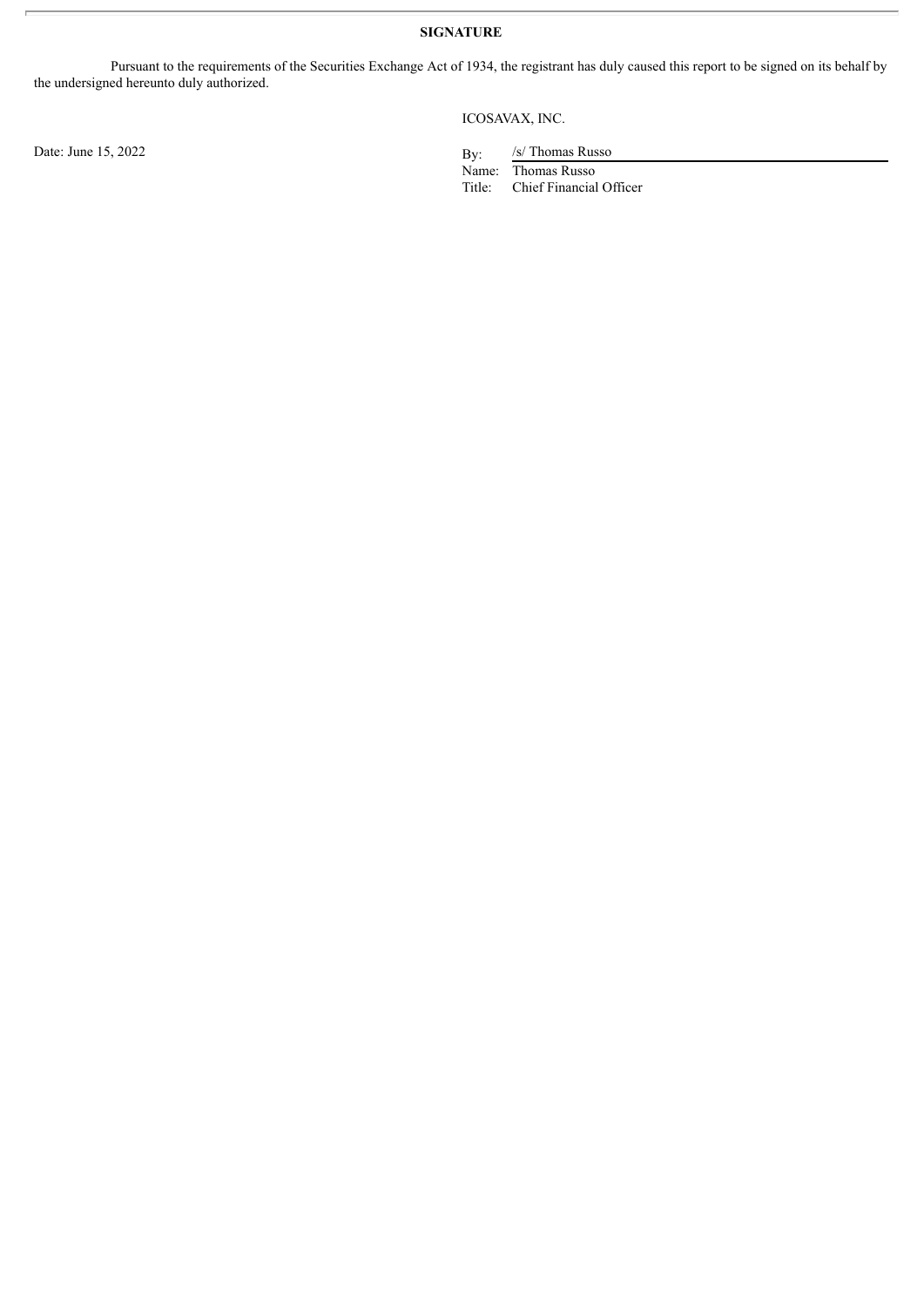**SIGNATURE**

Pursuant to the requirements of the Securities Exchange Act of 1934, the registrant has duly caused this report to be signed on its behalf by the undersigned hereunto duly authorized.

ICOSAVAX, INC.

Date: June 15, 2022

By: /s/ Thomas Russo
Name: Thomas Russo
Title: Chief Financial Officer